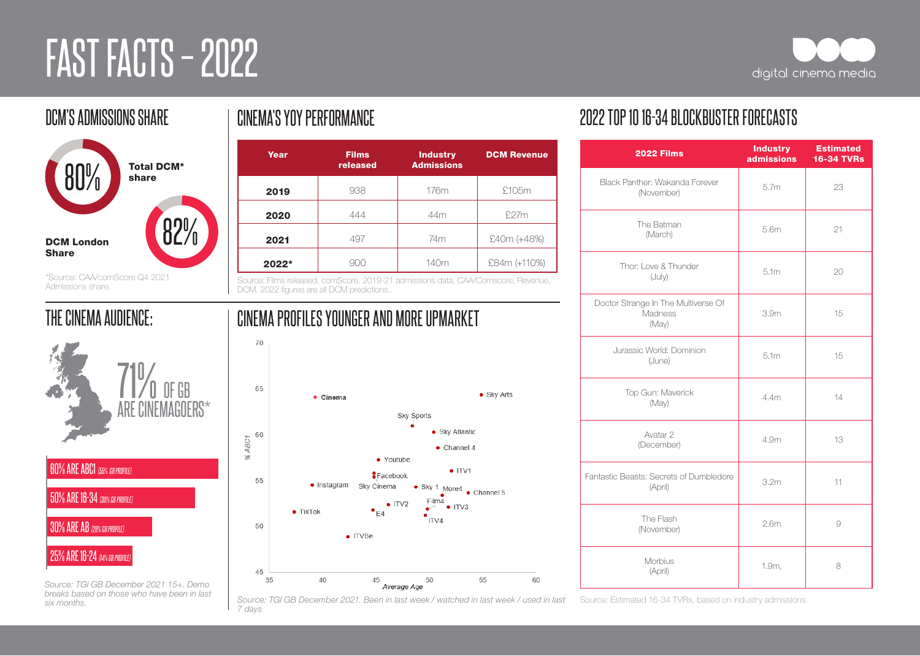# FAST FACTS – 2022

digital cinema media

## DCM'S ADMISSIONS SHARE

80% **Total DCM* share**

82% **DCM London Share**

*Source: CAA/comScore Q4 2021 Admissions share.

## CINEMA'S YOY PERFORMANCE

| Year | Films released | Industry Admissions | DCM Revenue |
|---|---|---|---|
| 2019 | 938 | 176m | £105m |
| 2020 | 444 | 44m | £27m |
| 2021 | 497 | 74m | £40m (+48%) |
| 2022* | 900 | 140m | £84m (+110%) |

Source: Films released, comScore. 2019-21 admissions data, CAA/Comscore, Revenue, DCM. 2022 figures are all DCM predictions..

## 2022 TOP 10 16-34 BLOCKBUSTER FORECASTS

| 2022 Films | Industry admissions | Estimated 16-34 TVRs |
|---|---|---|
| Black Panther: Wakanda Forever (November) | 5.7m | 23 |
| The Batman (March) | 5.6m | 21 |
| Thor: Love & Thunder (July) | 5.1m | 20 |
| Doctor Strange In The Multiverse Of Madness (May) | 3.9m | 15 |
| Jurassic World: Dominion (June) | 5.1m | 15 |
| Top Gun: Maverick (May) | 4.4m | 14 |
| Avatar 2 (December) | 4.9m | 13 |
| Fantastic Beasts: Secrets of Dumbledore (April) | 3.2m | 11 |
| The Flash (November) | 2.6m | 9 |
| Morbius (April) | 1.9m, | 8 |

Source: Estimated 16-34 TVRs, based on industry admissions.

## THE CINEMA AUDIENCE:

71% OF GB ARE CINEMAGOERS*

- 60% ARE ABC1 *(55% GB PROFILE)*
- 50% ARE 16-34 *(30% GB PROFILE)*
- 30% ARE AB *(28% GB PROFILE)*
- 25% ARE 16-24 *(14% GB PROFILE)*

*Source: TGI GB December 2021 15+. Demo breaks based on those who have been in last six months.*

## CINEMA PROFILES YOUNGER AND MORE UPMARKET

*Source: TGI GB December 2021. Been in last week / watched in last week / used in last 7 days*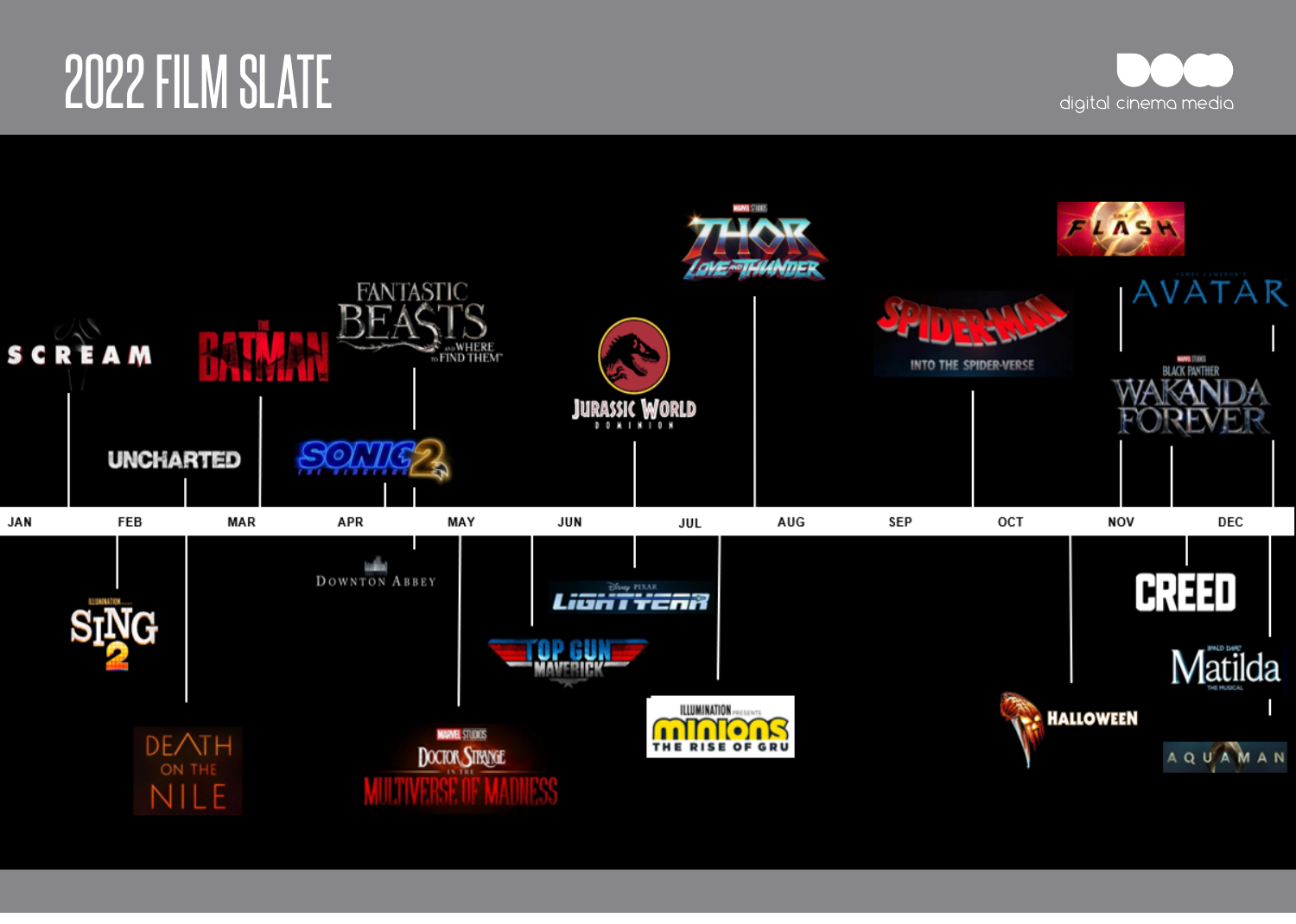# 2022 FILM SLATE

digital cinema media

SCREAM

UNCHARTED

THE BATMAN

FANTASTIC BEASTS AND WHERE TO FIND THEM

SONIC 2 THE HEDGEHOG

JURASSIC WORLD DOMINION

MARVEL STUDIOS THOR LOVE AND THUNDER

SPIDER-MAN INTO THE SPIDER-VERSE

THE FLASH

AVATAR

MARVEL STUDIOS BLACK PANTHER WAKANDA FOREVER

JAN FEB MAR APR MAY JUN JUL AUG SEP OCT NOV DEC

ILLUMINATION SING 2

DEATH ON THE NILE

DOWNTON ABBEY

MARVEL STUDIOS DOCTOR STRANGE IN THE MULTIVERSE OF MADNESS

TOP GUN MAVERICK

DISNEY PIXAR LIGHTYEAR

ILLUMINATION PRESENTS MINIONS THE RISE OF GRU

HALLOWEEN

CREED

ROALD DAHL'S MATILDA THE MUSICAL

AQUAMAN